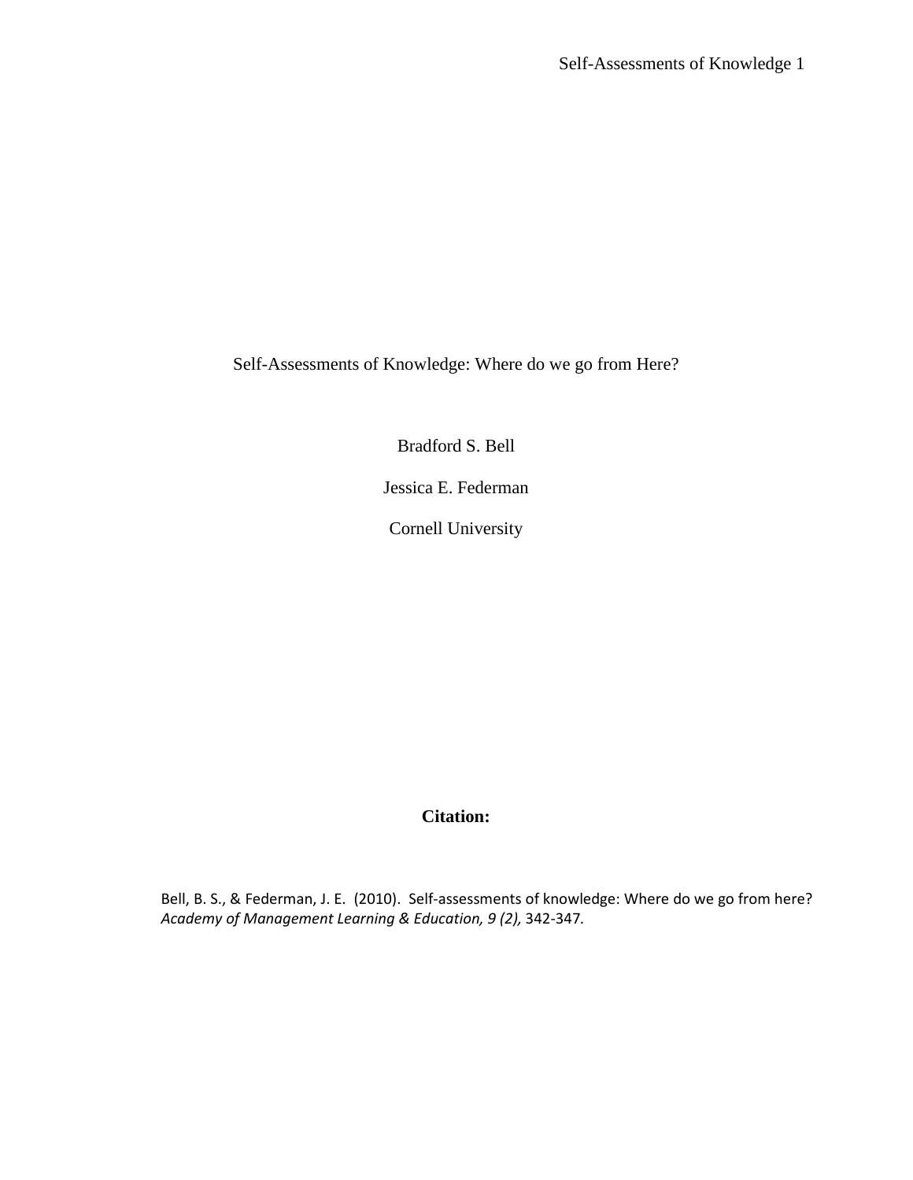# Self-Assessments of Knowledge: Where do we go from Here?

Bradford S. Bell

Jessica E. Federman

Cornell University

**Citation:**

Bell, B. S., & Federman, J. E. (2010). Self-assessments of knowledge: Where do we go from here? *Academy of Management Learning & Education, 9 (2),* 342-347.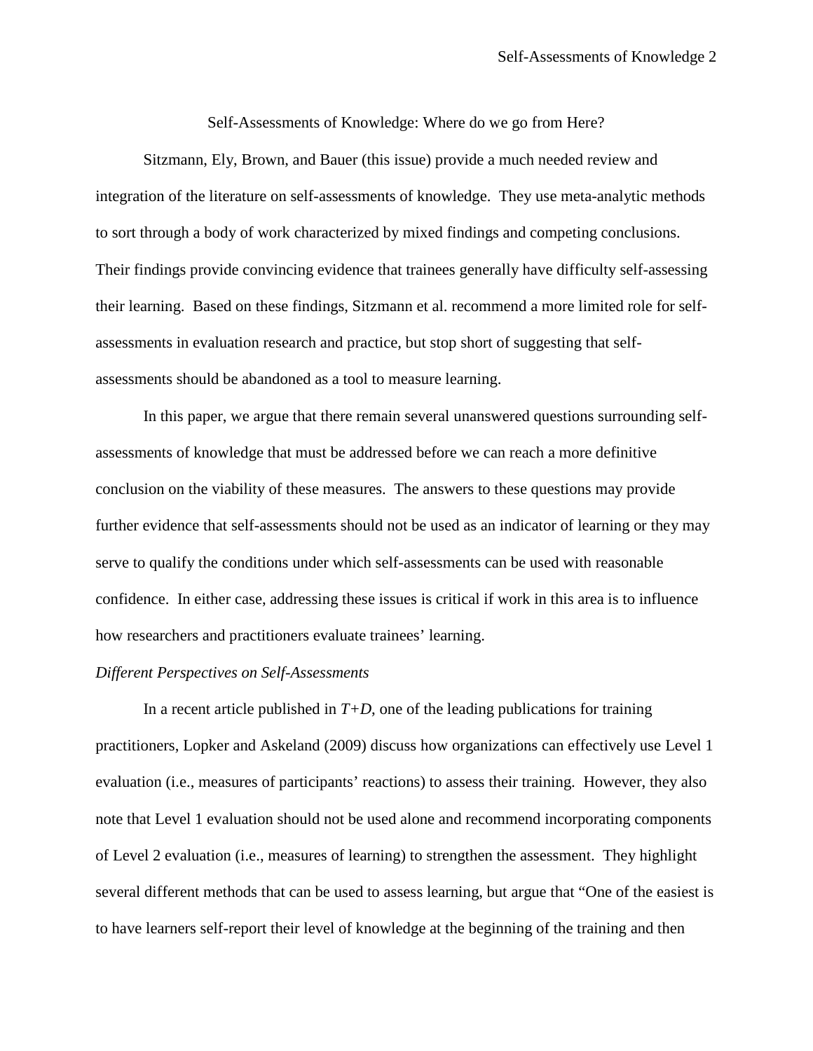# Self-Assessments of Knowledge: Where do we go from Here?

Sitzmann, Ely, Brown, and Bauer (this issue) provide a much needed review and integration of the literature on self-assessments of knowledge. They use meta-analytic methods to sort through a body of work characterized by mixed findings and competing conclusions. Their findings provide convincing evidence that trainees generally have difficulty self-assessing their learning. Based on these findings, Sitzmann et al. recommend a more limited role for self-assessments in evaluation research and practice, but stop short of suggesting that self-assessments should be abandoned as a tool to measure learning.

In this paper, we argue that there remain several unanswered questions surrounding self-assessments of knowledge that must be addressed before we can reach a more definitive conclusion on the viability of these measures. The answers to these questions may provide further evidence that self-assessments should not be used as an indicator of learning or they may serve to qualify the conditions under which self-assessments can be used with reasonable confidence. In either case, addressing these issues is critical if work in this area is to influence how researchers and practitioners evaluate trainees' learning.

*Different Perspectives on Self-Assessments*

In a recent article published in *T+D*, one of the leading publications for training practitioners, Lopker and Askeland (2009) discuss how organizations can effectively use Level 1 evaluation (i.e., measures of participants' reactions) to assess their training. However, they also note that Level 1 evaluation should not be used alone and recommend incorporating components of Level 2 evaluation (i.e., measures of learning) to strengthen the assessment. They highlight several different methods that can be used to assess learning, but argue that "One of the easiest is to have learners self-report their level of knowledge at the beginning of the training and then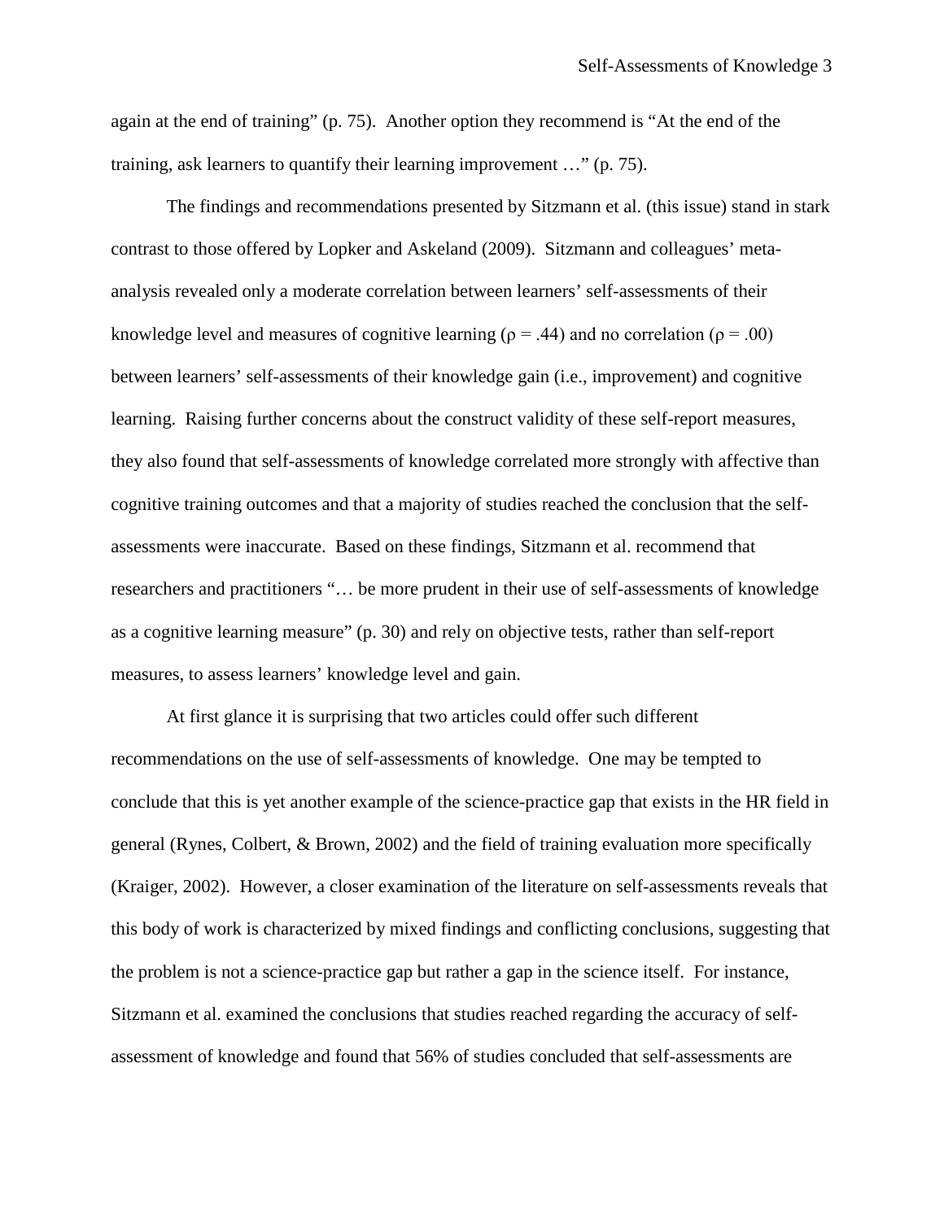again at the end of training" (p. 75). Another option they recommend is "At the end of the training, ask learners to quantify their learning improvement …" (p. 75).

The findings and recommendations presented by Sitzmann et al. (this issue) stand in stark contrast to those offered by Lopker and Askeland (2009). Sitzmann and colleagues' meta-analysis revealed only a moderate correlation between learners' self-assessments of their knowledge level and measures of cognitive learning ($\rho = .44$) and no correlation ($\rho = .00$) between learners' self-assessments of their knowledge gain (i.e., improvement) and cognitive learning. Raising further concerns about the construct validity of these self-report measures, they also found that self-assessments of knowledge correlated more strongly with affective than cognitive training outcomes and that a majority of studies reached the conclusion that the self-assessments were inaccurate. Based on these findings, Sitzmann et al. recommend that researchers and practitioners "… be more prudent in their use of self-assessments of knowledge as a cognitive learning measure" (p. 30) and rely on objective tests, rather than self-report measures, to assess learners' knowledge level and gain.

At first glance it is surprising that two articles could offer such different recommendations on the use of self-assessments of knowledge. One may be tempted to conclude that this is yet another example of the science-practice gap that exists in the HR field in general (Rynes, Colbert, & Brown, 2002) and the field of training evaluation more specifically (Kraiger, 2002). However, a closer examination of the literature on self-assessments reveals that this body of work is characterized by mixed findings and conflicting conclusions, suggesting that the problem is not a science-practice gap but rather a gap in the science itself. For instance, Sitzmann et al. examined the conclusions that studies reached regarding the accuracy of self-assessment of knowledge and found that 56% of studies concluded that self-assessments are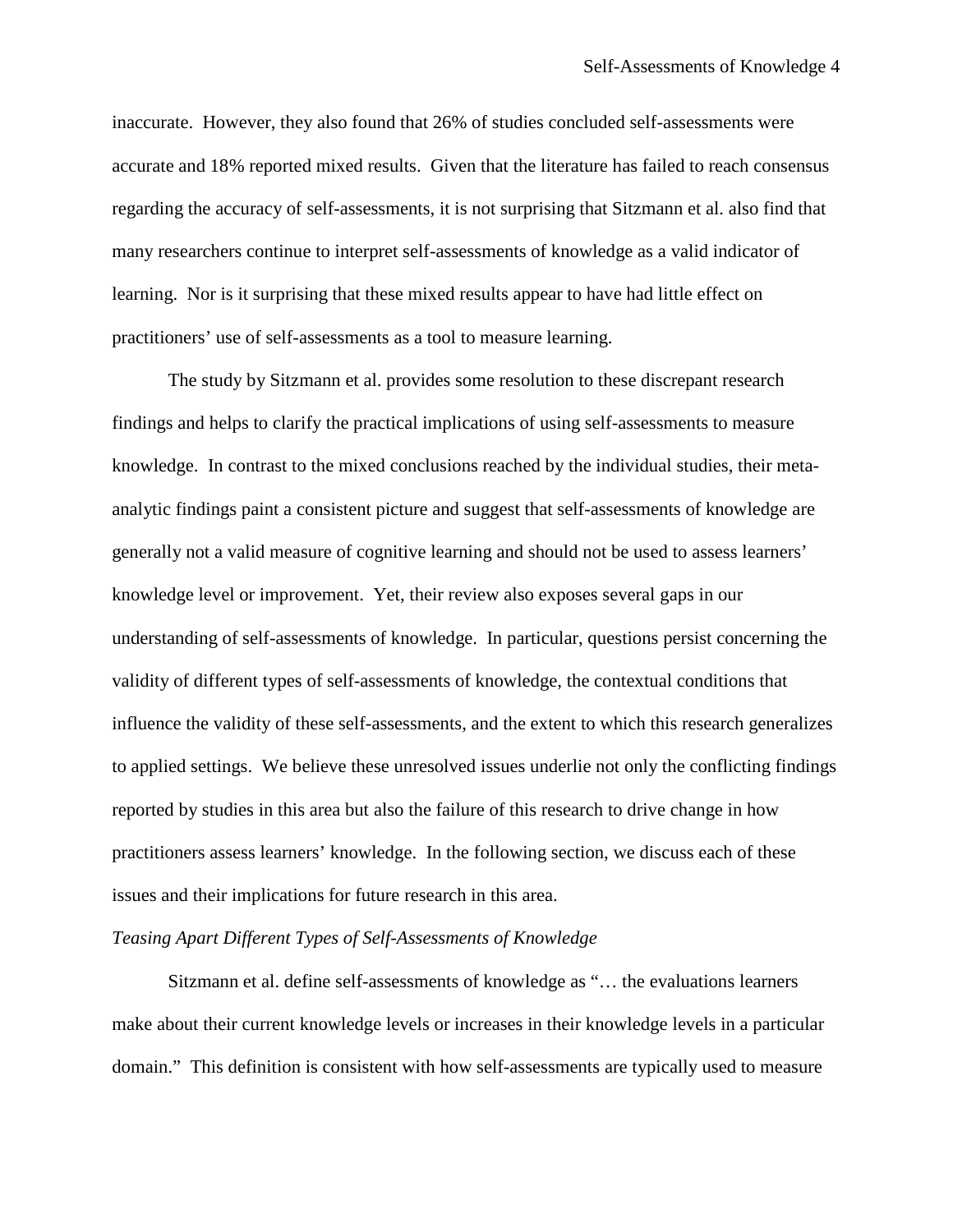inaccurate. However, they also found that 26% of studies concluded self-assessments were accurate and 18% reported mixed results. Given that the literature has failed to reach consensus regarding the accuracy of self-assessments, it is not surprising that Sitzmann et al. also find that many researchers continue to interpret self-assessments of knowledge as a valid indicator of learning. Nor is it surprising that these mixed results appear to have had little effect on practitioners' use of self-assessments as a tool to measure learning.

The study by Sitzmann et al. provides some resolution to these discrepant research findings and helps to clarify the practical implications of using self-assessments to measure knowledge. In contrast to the mixed conclusions reached by the individual studies, their meta-analytic findings paint a consistent picture and suggest that self-assessments of knowledge are generally not a valid measure of cognitive learning and should not be used to assess learners' knowledge level or improvement. Yet, their review also exposes several gaps in our understanding of self-assessments of knowledge. In particular, questions persist concerning the validity of different types of self-assessments of knowledge, the contextual conditions that influence the validity of these self-assessments, and the extent to which this research generalizes to applied settings. We believe these unresolved issues underlie not only the conflicting findings reported by studies in this area but also the failure of this research to drive change in how practitioners assess learners' knowledge. In the following section, we discuss each of these issues and their implications for future research in this area.

*Teasing Apart Different Types of Self-Assessments of Knowledge*

Sitzmann et al. define self-assessments of knowledge as "… the evaluations learners make about their current knowledge levels or increases in their knowledge levels in a particular domain." This definition is consistent with how self-assessments are typically used to measure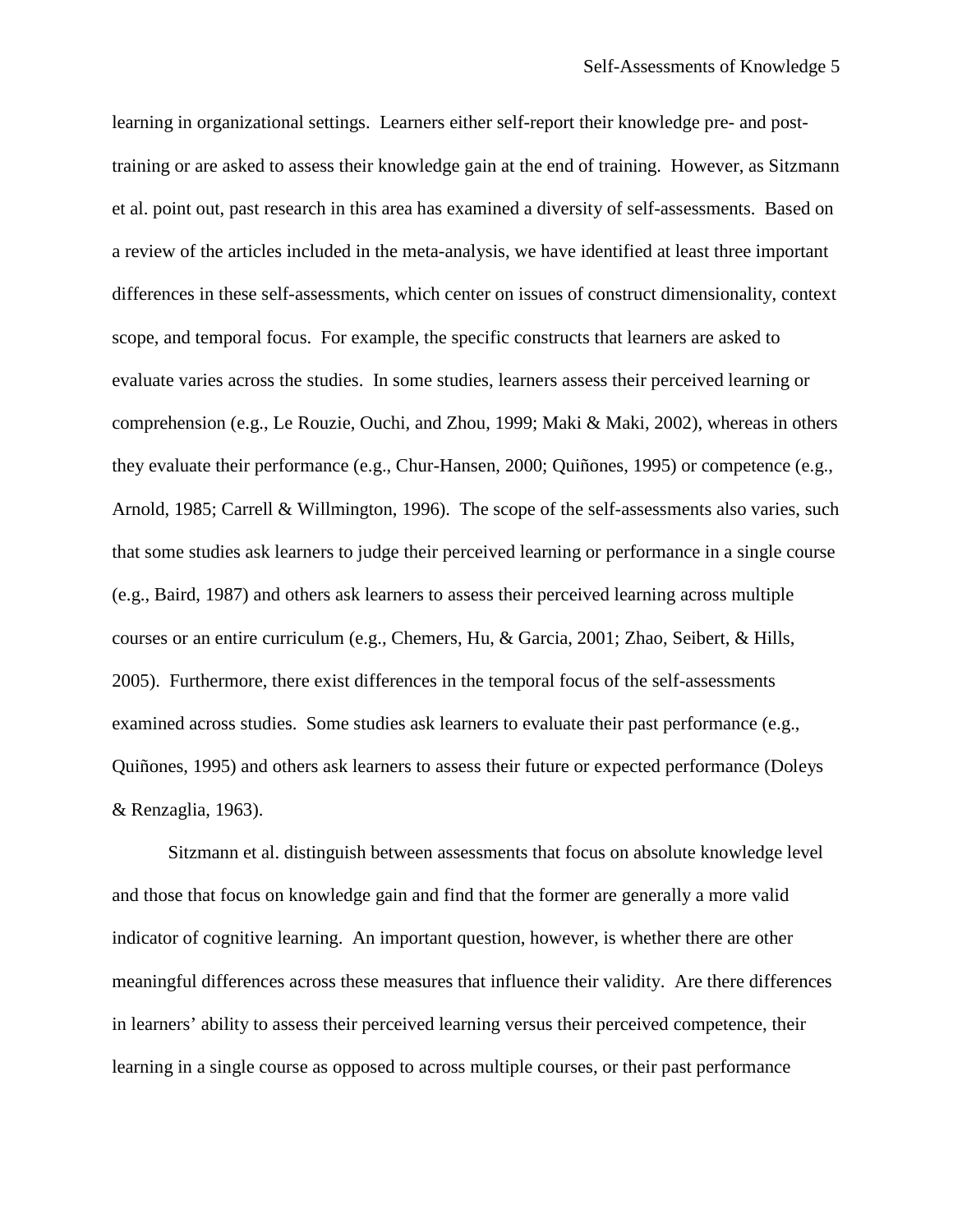learning in organizational settings. Learners either self-report their knowledge pre- and post-training or are asked to assess their knowledge gain at the end of training. However, as Sitzmann et al. point out, past research in this area has examined a diversity of self-assessments. Based on a review of the articles included in the meta-analysis, we have identified at least three important differences in these self-assessments, which center on issues of construct dimensionality, context scope, and temporal focus. For example, the specific constructs that learners are asked to evaluate varies across the studies. In some studies, learners assess their perceived learning or comprehension (e.g., Le Rouzie, Ouchi, and Zhou, 1999; Maki & Maki, 2002), whereas in others they evaluate their performance (e.g., Chur-Hansen, 2000; Quiñones, 1995) or competence (e.g., Arnold, 1985; Carrell & Willmington, 1996). The scope of the self-assessments also varies, such that some studies ask learners to judge their perceived learning or performance in a single course (e.g., Baird, 1987) and others ask learners to assess their perceived learning across multiple courses or an entire curriculum (e.g., Chemers, Hu, & Garcia, 2001; Zhao, Seibert, & Hills, 2005). Furthermore, there exist differences in the temporal focus of the self-assessments examined across studies. Some studies ask learners to evaluate their past performance (e.g., Quiñones, 1995) and others ask learners to assess their future or expected performance (Doleys & Renzaglia, 1963).

Sitzmann et al. distinguish between assessments that focus on absolute knowledge level and those that focus on knowledge gain and find that the former are generally a more valid indicator of cognitive learning. An important question, however, is whether there are other meaningful differences across these measures that influence their validity. Are there differences in learners' ability to assess their perceived learning versus their perceived competence, their learning in a single course as opposed to across multiple courses, or their past performance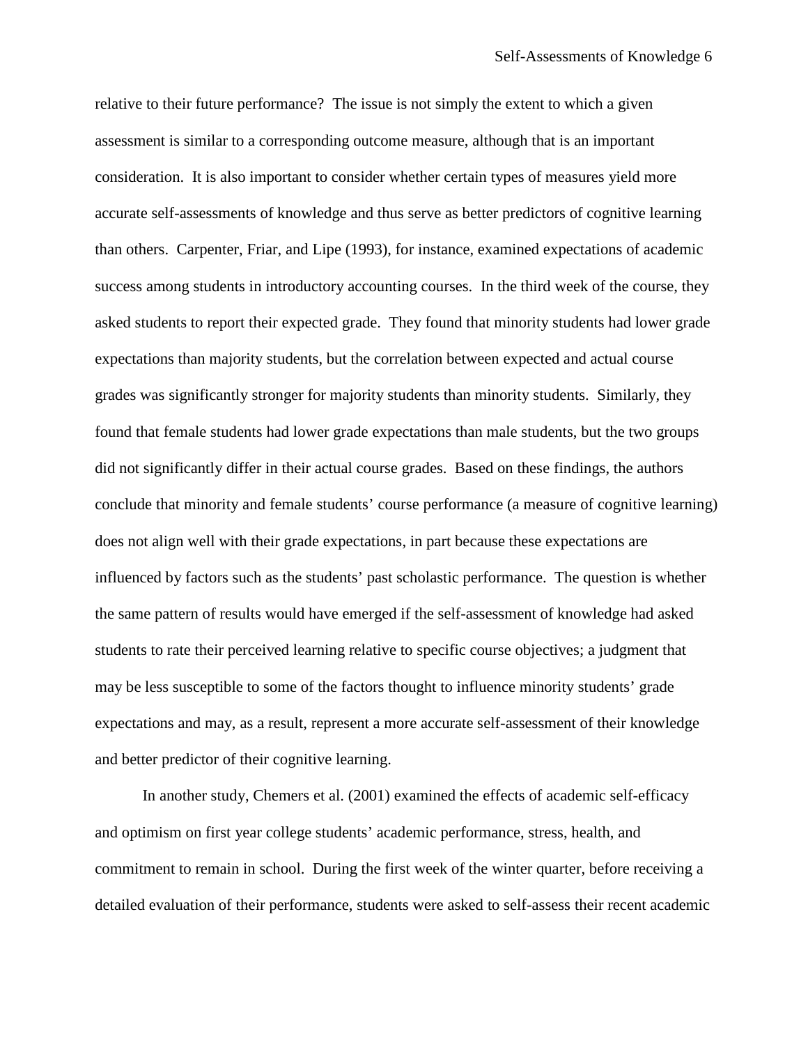relative to their future performance? The issue is not simply the extent to which a given assessment is similar to a corresponding outcome measure, although that is an important consideration. It is also important to consider whether certain types of measures yield more accurate self-assessments of knowledge and thus serve as better predictors of cognitive learning than others. Carpenter, Friar, and Lipe (1993), for instance, examined expectations of academic success among students in introductory accounting courses. In the third week of the course, they asked students to report their expected grade. They found that minority students had lower grade expectations than majority students, but the correlation between expected and actual course grades was significantly stronger for majority students than minority students. Similarly, they found that female students had lower grade expectations than male students, but the two groups did not significantly differ in their actual course grades. Based on these findings, the authors conclude that minority and female students' course performance (a measure of cognitive learning) does not align well with their grade expectations, in part because these expectations are influenced by factors such as the students' past scholastic performance. The question is whether the same pattern of results would have emerged if the self-assessment of knowledge had asked students to rate their perceived learning relative to specific course objectives; a judgment that may be less susceptible to some of the factors thought to influence minority students' grade expectations and may, as a result, represent a more accurate self-assessment of their knowledge and better predictor of their cognitive learning.

In another study, Chemers et al. (2001) examined the effects of academic self-efficacy and optimism on first year college students' academic performance, stress, health, and commitment to remain in school. During the first week of the winter quarter, before receiving a detailed evaluation of their performance, students were asked to self-assess their recent academic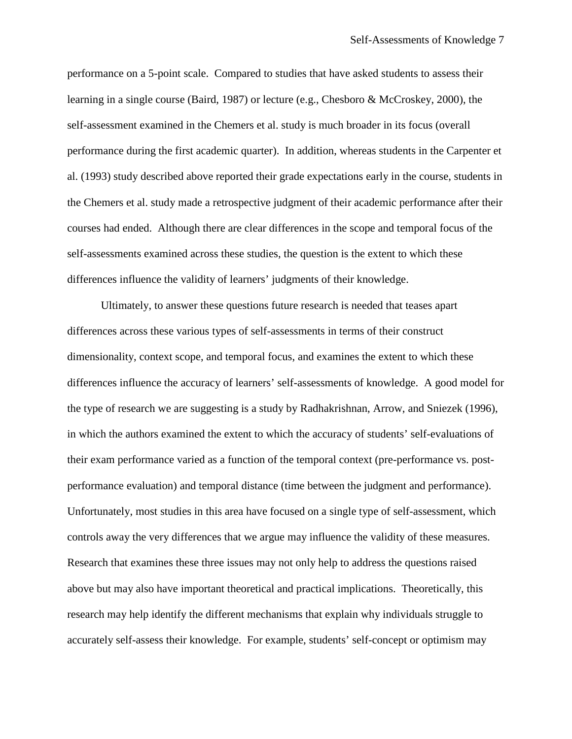performance on a 5-point scale. Compared to studies that have asked students to assess their learning in a single course (Baird, 1987) or lecture (e.g., Chesboro & McCroskey, 2000), the self-assessment examined in the Chemers et al. study is much broader in its focus (overall performance during the first academic quarter). In addition, whereas students in the Carpenter et al. (1993) study described above reported their grade expectations early in the course, students in the Chemers et al. study made a retrospective judgment of their academic performance after their courses had ended. Although there are clear differences in the scope and temporal focus of the self-assessments examined across these studies, the question is the extent to which these differences influence the validity of learners' judgments of their knowledge.

Ultimately, to answer these questions future research is needed that teases apart differences across these various types of self-assessments in terms of their construct dimensionality, context scope, and temporal focus, and examines the extent to which these differences influence the accuracy of learners' self-assessments of knowledge. A good model for the type of research we are suggesting is a study by Radhakrishnan, Arrow, and Sniezek (1996), in which the authors examined the extent to which the accuracy of students' self-evaluations of their exam performance varied as a function of the temporal context (pre-performance vs. post-performance evaluation) and temporal distance (time between the judgment and performance). Unfortunately, most studies in this area have focused on a single type of self-assessment, which controls away the very differences that we argue may influence the validity of these measures. Research that examines these three issues may not only help to address the questions raised above but may also have important theoretical and practical implications. Theoretically, this research may help identify the different mechanisms that explain why individuals struggle to accurately self-assess their knowledge. For example, students' self-concept or optimism may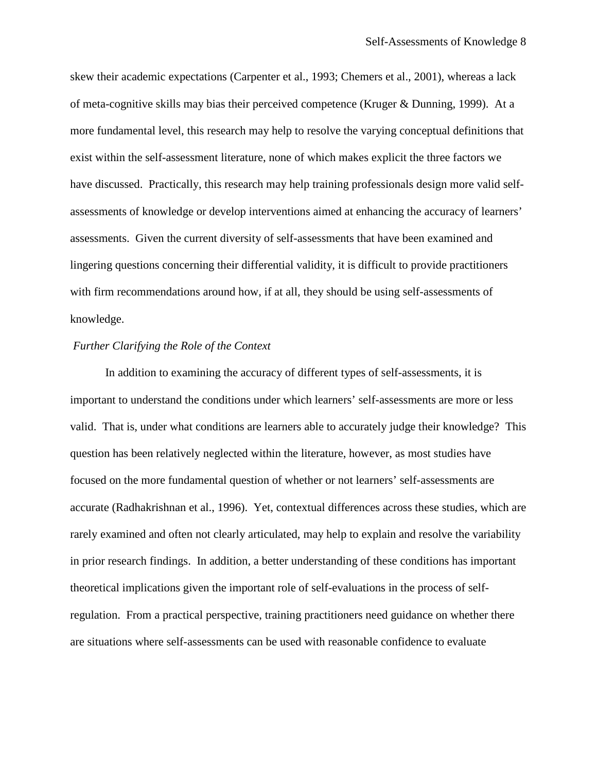skew their academic expectations (Carpenter et al., 1993; Chemers et al., 2001), whereas a lack of meta-cognitive skills may bias their perceived competence (Kruger & Dunning, 1999). At a more fundamental level, this research may help to resolve the varying conceptual definitions that exist within the self-assessment literature, none of which makes explicit the three factors we have discussed. Practically, this research may help training professionals design more valid self-assessments of knowledge or develop interventions aimed at enhancing the accuracy of learners' assessments. Given the current diversity of self-assessments that have been examined and lingering questions concerning their differential validity, it is difficult to provide practitioners with firm recommendations around how, if at all, they should be using self-assessments of knowledge.

### *Further Clarifying the Role of the Context*

In addition to examining the accuracy of different types of self-assessments, it is important to understand the conditions under which learners' self-assessments are more or less valid. That is, under what conditions are learners able to accurately judge their knowledge? This question has been relatively neglected within the literature, however, as most studies have focused on the more fundamental question of whether or not learners' self-assessments are accurate (Radhakrishnan et al., 1996). Yet, contextual differences across these studies, which are rarely examined and often not clearly articulated, may help to explain and resolve the variability in prior research findings. In addition, a better understanding of these conditions has important theoretical implications given the important role of self-evaluations in the process of self-regulation. From a practical perspective, training practitioners need guidance on whether there are situations where self-assessments can be used with reasonable confidence to evaluate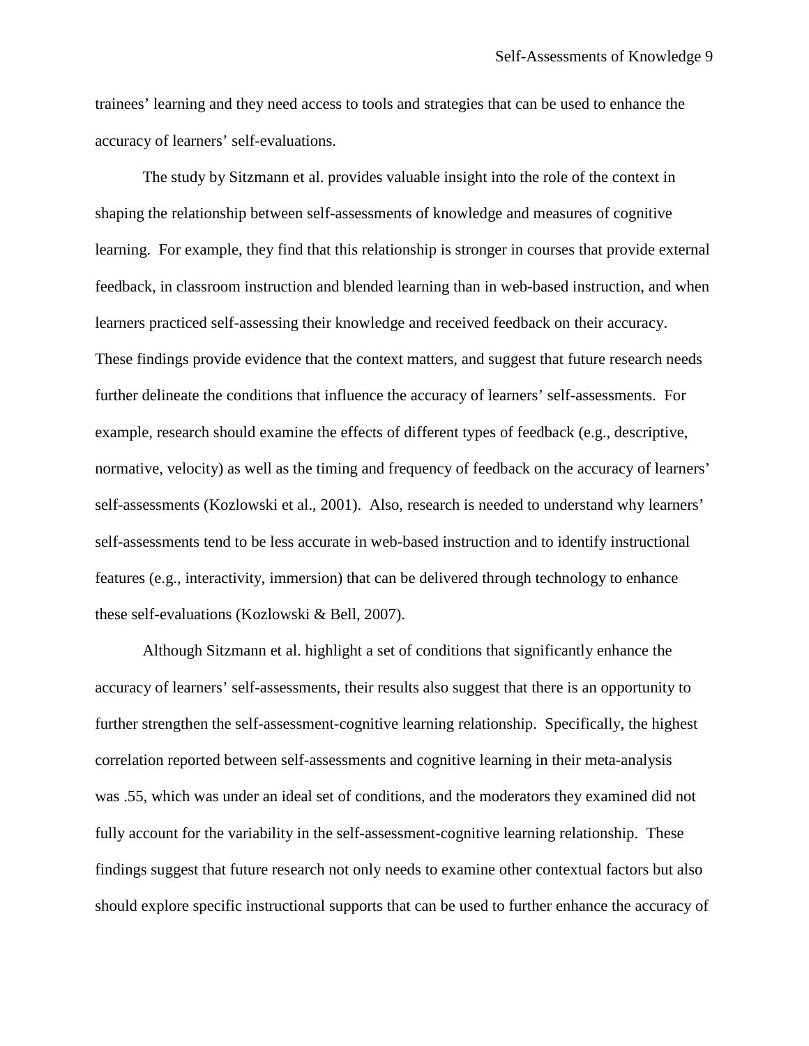trainees' learning and they need access to tools and strategies that can be used to enhance the accuracy of learners' self-evaluations.

The study by Sitzmann et al. provides valuable insight into the role of the context in shaping the relationship between self-assessments of knowledge and measures of cognitive learning. For example, they find that this relationship is stronger in courses that provide external feedback, in classroom instruction and blended learning than in web-based instruction, and when learners practiced self-assessing their knowledge and received feedback on their accuracy. These findings provide evidence that the context matters, and suggest that future research needs further delineate the conditions that influence the accuracy of learners' self-assessments. For example, research should examine the effects of different types of feedback (e.g., descriptive, normative, velocity) as well as the timing and frequency of feedback on the accuracy of learners' self-assessments (Kozlowski et al., 2001). Also, research is needed to understand why learners' self-assessments tend to be less accurate in web-based instruction and to identify instructional features (e.g., interactivity, immersion) that can be delivered through technology to enhance these self-evaluations (Kozlowski & Bell, 2007).

Although Sitzmann et al. highlight a set of conditions that significantly enhance the accuracy of learners' self-assessments, their results also suggest that there is an opportunity to further strengthen the self-assessment-cognitive learning relationship. Specifically, the highest correlation reported between self-assessments and cognitive learning in their meta-analysis was .55, which was under an ideal set of conditions, and the moderators they examined did not fully account for the variability in the self-assessment-cognitive learning relationship. These findings suggest that future research not only needs to examine other contextual factors but also should explore specific instructional supports that can be used to further enhance the accuracy of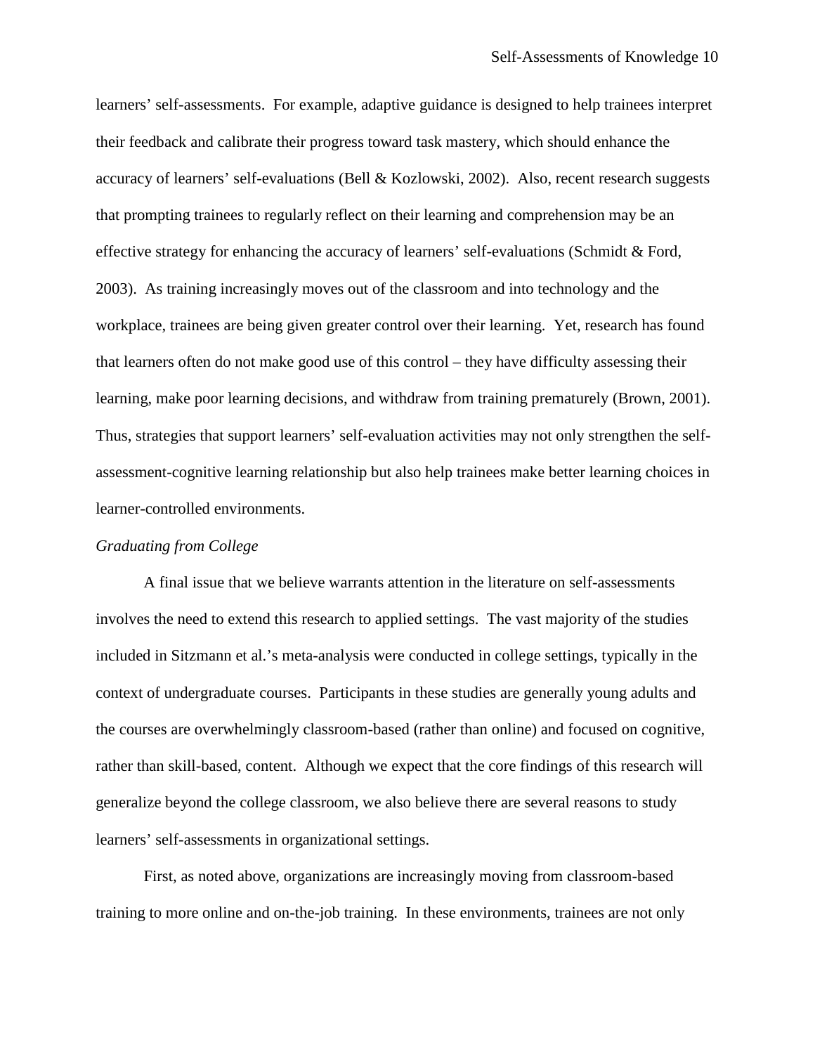learners' self-assessments. For example, adaptive guidance is designed to help trainees interpret their feedback and calibrate their progress toward task mastery, which should enhance the accuracy of learners' self-evaluations (Bell & Kozlowski, 2002). Also, recent research suggests that prompting trainees to regularly reflect on their learning and comprehension may be an effective strategy for enhancing the accuracy of learners' self-evaluations (Schmidt & Ford, 2003). As training increasingly moves out of the classroom and into technology and the workplace, trainees are being given greater control over their learning. Yet, research has found that learners often do not make good use of this control – they have difficulty assessing their learning, make poor learning decisions, and withdraw from training prematurely (Brown, 2001). Thus, strategies that support learners' self-evaluation activities may not only strengthen the self-assessment-cognitive learning relationship but also help trainees make better learning choices in learner-controlled environments.

### *Graduating from College*

A final issue that we believe warrants attention in the literature on self-assessments involves the need to extend this research to applied settings. The vast majority of the studies included in Sitzmann et al.'s meta-analysis were conducted in college settings, typically in the context of undergraduate courses. Participants in these studies are generally young adults and the courses are overwhelmingly classroom-based (rather than online) and focused on cognitive, rather than skill-based, content. Although we expect that the core findings of this research will generalize beyond the college classroom, we also believe there are several reasons to study learners' self-assessments in organizational settings.

First, as noted above, organizations are increasingly moving from classroom-based training to more online and on-the-job training. In these environments, trainees are not only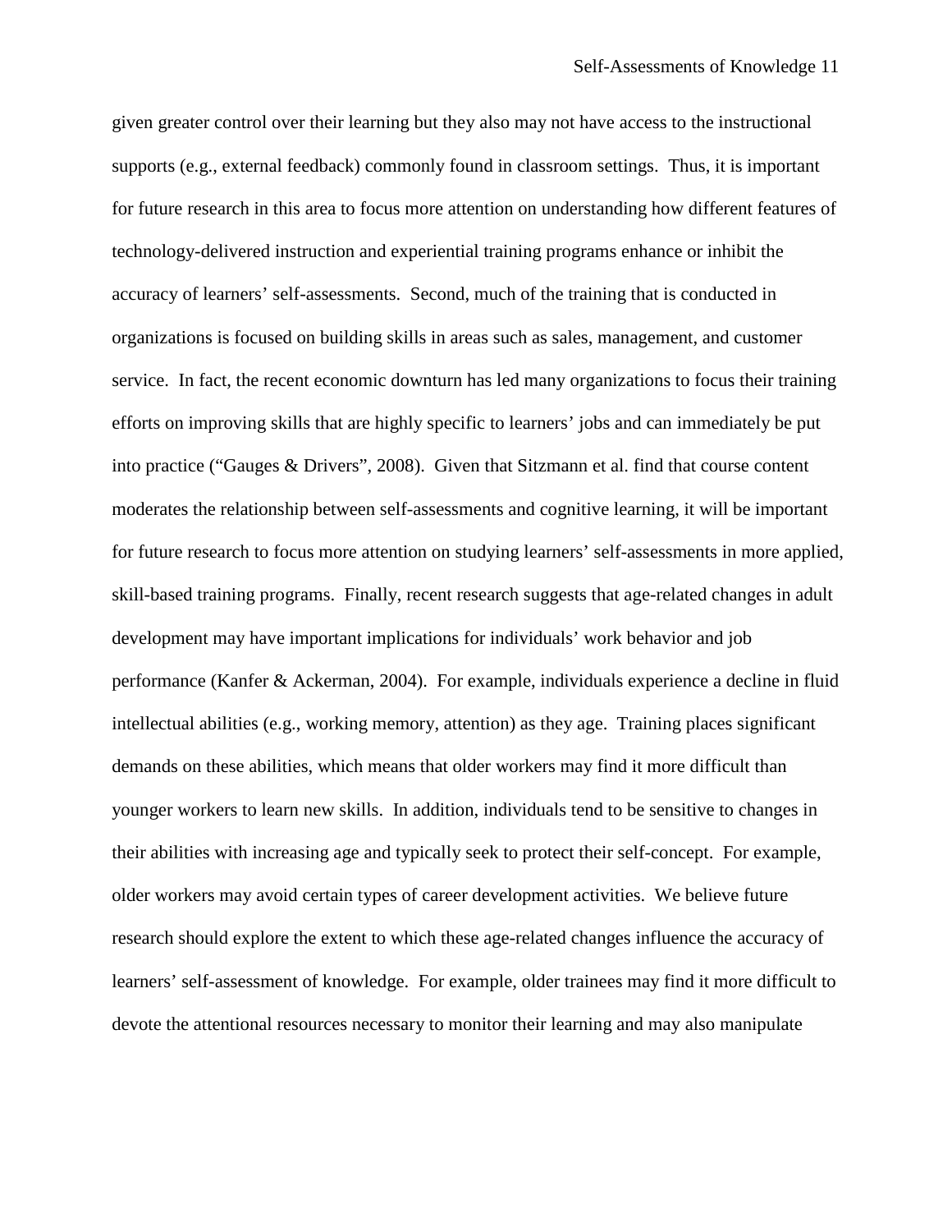given greater control over their learning but they also may not have access to the instructional supports (e.g., external feedback) commonly found in classroom settings. Thus, it is important for future research in this area to focus more attention on understanding how different features of technology-delivered instruction and experiential training programs enhance or inhibit the accuracy of learners' self-assessments. Second, much of the training that is conducted in organizations is focused on building skills in areas such as sales, management, and customer service. In fact, the recent economic downturn has led many organizations to focus their training efforts on improving skills that are highly specific to learners' jobs and can immediately be put into practice ("Gauges & Drivers", 2008). Given that Sitzmann et al. find that course content moderates the relationship between self-assessments and cognitive learning, it will be important for future research to focus more attention on studying learners' self-assessments in more applied, skill-based training programs. Finally, recent research suggests that age-related changes in adult development may have important implications for individuals' work behavior and job performance (Kanfer & Ackerman, 2004). For example, individuals experience a decline in fluid intellectual abilities (e.g., working memory, attention) as they age. Training places significant demands on these abilities, which means that older workers may find it more difficult than younger workers to learn new skills. In addition, individuals tend to be sensitive to changes in their abilities with increasing age and typically seek to protect their self-concept. For example, older workers may avoid certain types of career development activities. We believe future research should explore the extent to which these age-related changes influence the accuracy of learners' self-assessment of knowledge. For example, older trainees may find it more difficult to devote the attentional resources necessary to monitor their learning and may also manipulate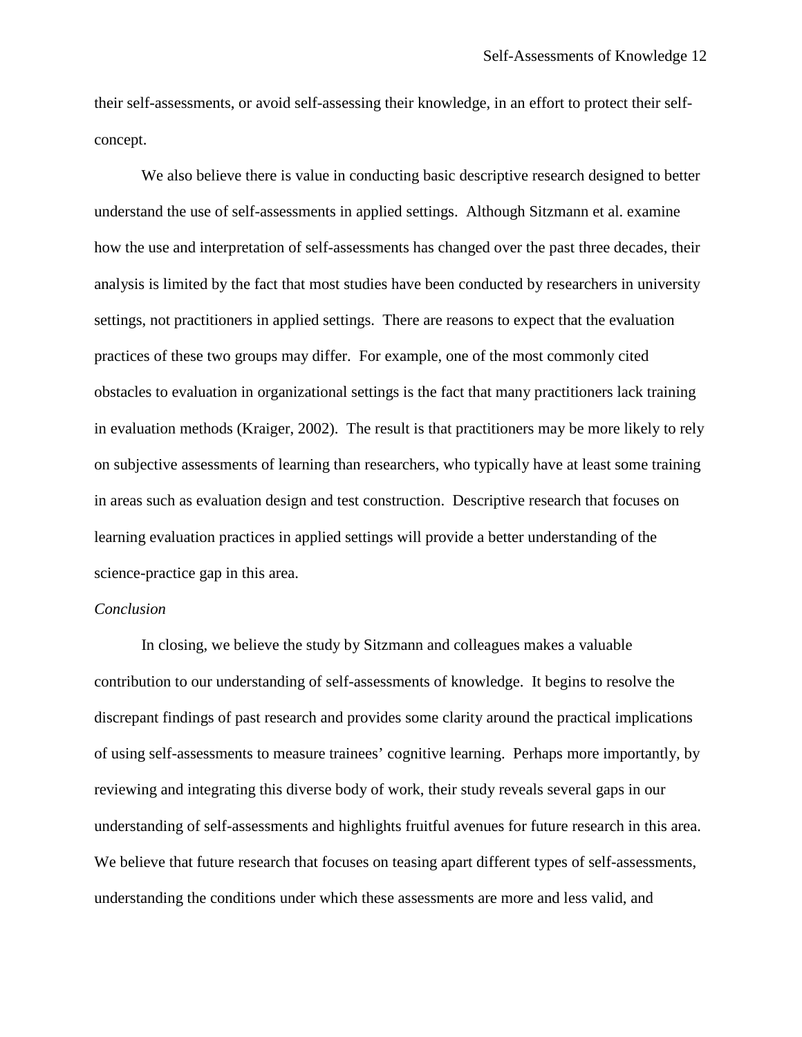their self-assessments, or avoid self-assessing their knowledge, in an effort to protect their self-concept.

We also believe there is value in conducting basic descriptive research designed to better understand the use of self-assessments in applied settings. Although Sitzmann et al. examine how the use and interpretation of self-assessments has changed over the past three decades, their analysis is limited by the fact that most studies have been conducted by researchers in university settings, not practitioners in applied settings. There are reasons to expect that the evaluation practices of these two groups may differ. For example, one of the most commonly cited obstacles to evaluation in organizational settings is the fact that many practitioners lack training in evaluation methods (Kraiger, 2002). The result is that practitioners may be more likely to rely on subjective assessments of learning than researchers, who typically have at least some training in areas such as evaluation design and test construction. Descriptive research that focuses on learning evaluation practices in applied settings will provide a better understanding of the science-practice gap in this area.

*Conclusion*

In closing, we believe the study by Sitzmann and colleagues makes a valuable contribution to our understanding of self-assessments of knowledge. It begins to resolve the discrepant findings of past research and provides some clarity around the practical implications of using self-assessments to measure trainees' cognitive learning. Perhaps more importantly, by reviewing and integrating this diverse body of work, their study reveals several gaps in our understanding of self-assessments and highlights fruitful avenues for future research in this area. We believe that future research that focuses on teasing apart different types of self-assessments, understanding the conditions under which these assessments are more and less valid, and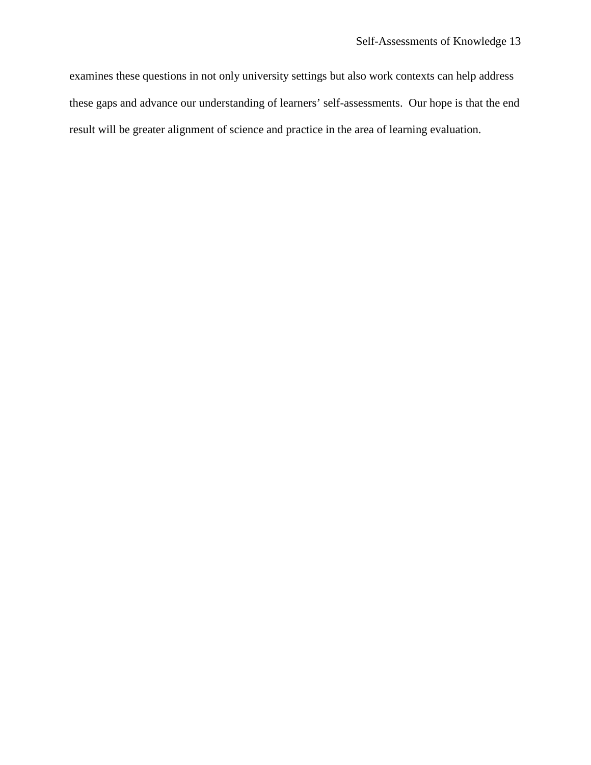examines these questions in not only university settings but also work contexts can help address these gaps and advance our understanding of learners' self-assessments. Our hope is that the end result will be greater alignment of science and practice in the area of learning evaluation.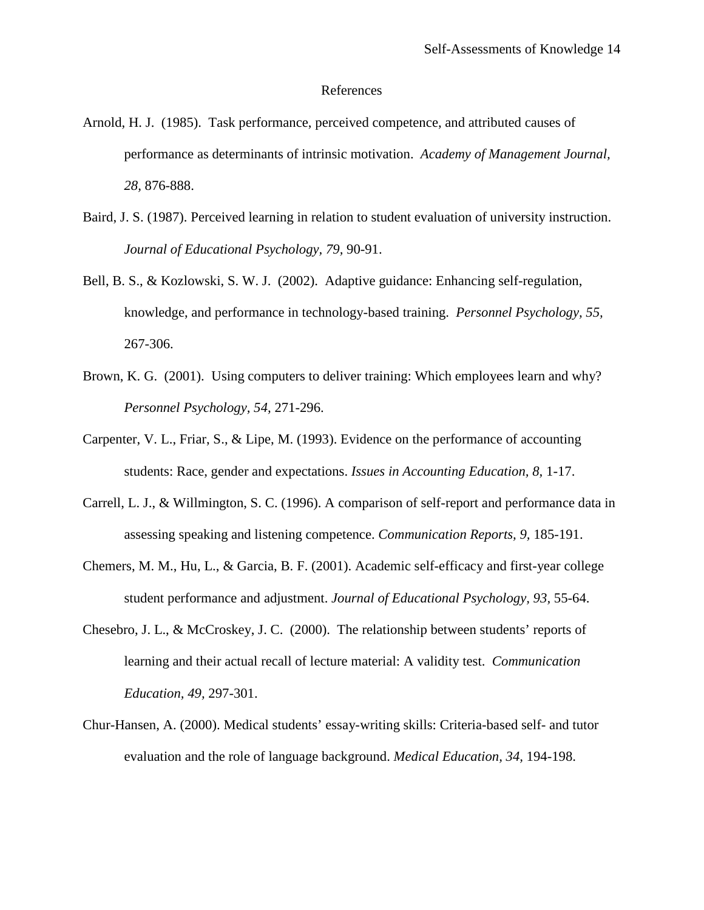# References

Arnold, H. J. (1985). Task performance, perceived competence, and attributed causes of performance as determinants of intrinsic motivation. *Academy of Management Journal, 28,* 876-888.

Baird, J. S. (1987). Perceived learning in relation to student evaluation of university instruction. *Journal of Educational Psychology, 79,* 90-91.

Bell, B. S., & Kozlowski, S. W. J. (2002). Adaptive guidance: Enhancing self-regulation, knowledge, and performance in technology-based training. *Personnel Psychology, 55,* 267-306.

Brown, K. G. (2001). Using computers to deliver training: Which employees learn and why? *Personnel Psychology, 54,* 271-296.

Carpenter, V. L., Friar, S., & Lipe, M. (1993). Evidence on the performance of accounting students: Race, gender and expectations. *Issues in Accounting Education, 8,* 1-17.

Carrell, L. J., & Willmington, S. C. (1996). A comparison of self-report and performance data in assessing speaking and listening competence. *Communication Reports, 9,* 185-191.

Chemers, M. M., Hu, L., & Garcia, B. F. (2001). Academic self-efficacy and first-year college student performance and adjustment. *Journal of Educational Psychology, 93,* 55-64.

Chesebro, J. L., & McCroskey, J. C. (2000). The relationship between students' reports of learning and their actual recall of lecture material: A validity test. *Communication Education, 49,* 297-301.

Chur-Hansen, A. (2000). Medical students' essay-writing skills: Criteria-based self- and tutor evaluation and the role of language background. *Medical Education, 34,* 194-198.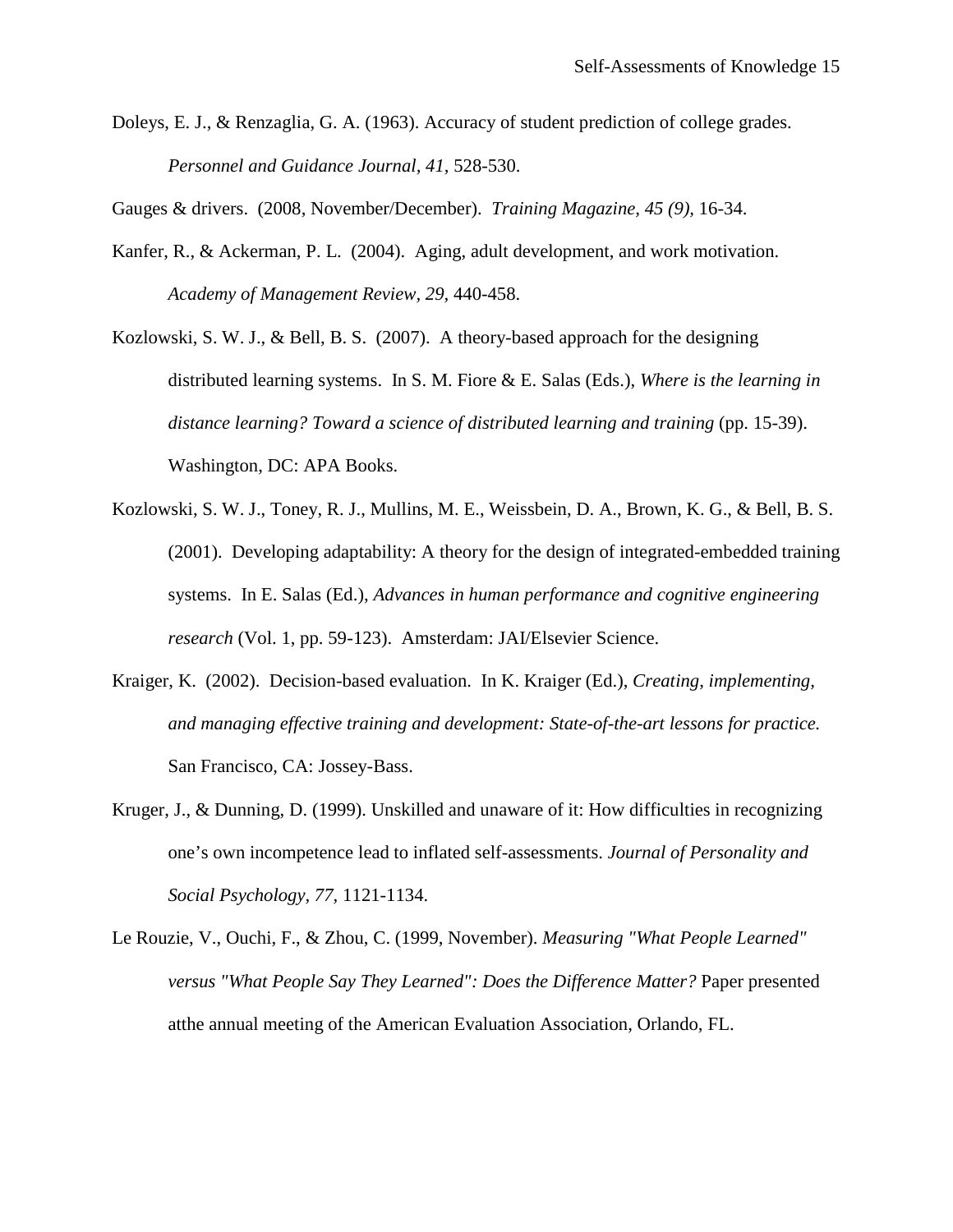Doleys, E. J., & Renzaglia, G. A. (1963). Accuracy of student prediction of college grades. *Personnel and Guidance Journal, 41,* 528-530.

Gauges & drivers. (2008, November/December). *Training Magazine, 45 (9)*, 16-34.

Kanfer, R., & Ackerman, P. L. (2004). Aging, adult development, and work motivation. *Academy of Management Review, 29*, 440-458.

Kozlowski, S. W. J., & Bell, B. S. (2007). A theory-based approach for the designing distributed learning systems. In S. M. Fiore & E. Salas (Eds.), *Where is the learning in distance learning? Toward a science of distributed learning and training* (pp. 15-39). Washington, DC: APA Books.

Kozlowski, S. W. J., Toney, R. J., Mullins, M. E., Weissbein, D. A., Brown, K. G., & Bell, B. S. (2001). Developing adaptability: A theory for the design of integrated-embedded training systems. In E. Salas (Ed.), *Advances in human performance and cognitive engineering research* (Vol. 1, pp. 59-123). Amsterdam: JAI/Elsevier Science.

Kraiger, K. (2002). Decision-based evaluation. In K. Kraiger (Ed.), *Creating, implementing, and managing effective training and development: State-of-the-art lessons for practice.* San Francisco, CA: Jossey-Bass.

Kruger, J., & Dunning, D. (1999). Unskilled and unaware of it: How difficulties in recognizing one's own incompetence lead to inflated self-assessments. *Journal of Personality and Social Psychology, 77,* 1121-1134.

Le Rouzie, V., Ouchi, F., & Zhou, C. (1999, November). *Measuring "What People Learned" versus "What People Say They Learned": Does the Difference Matter?* Paper presented atthe annual meeting of the American Evaluation Association, Orlando, FL.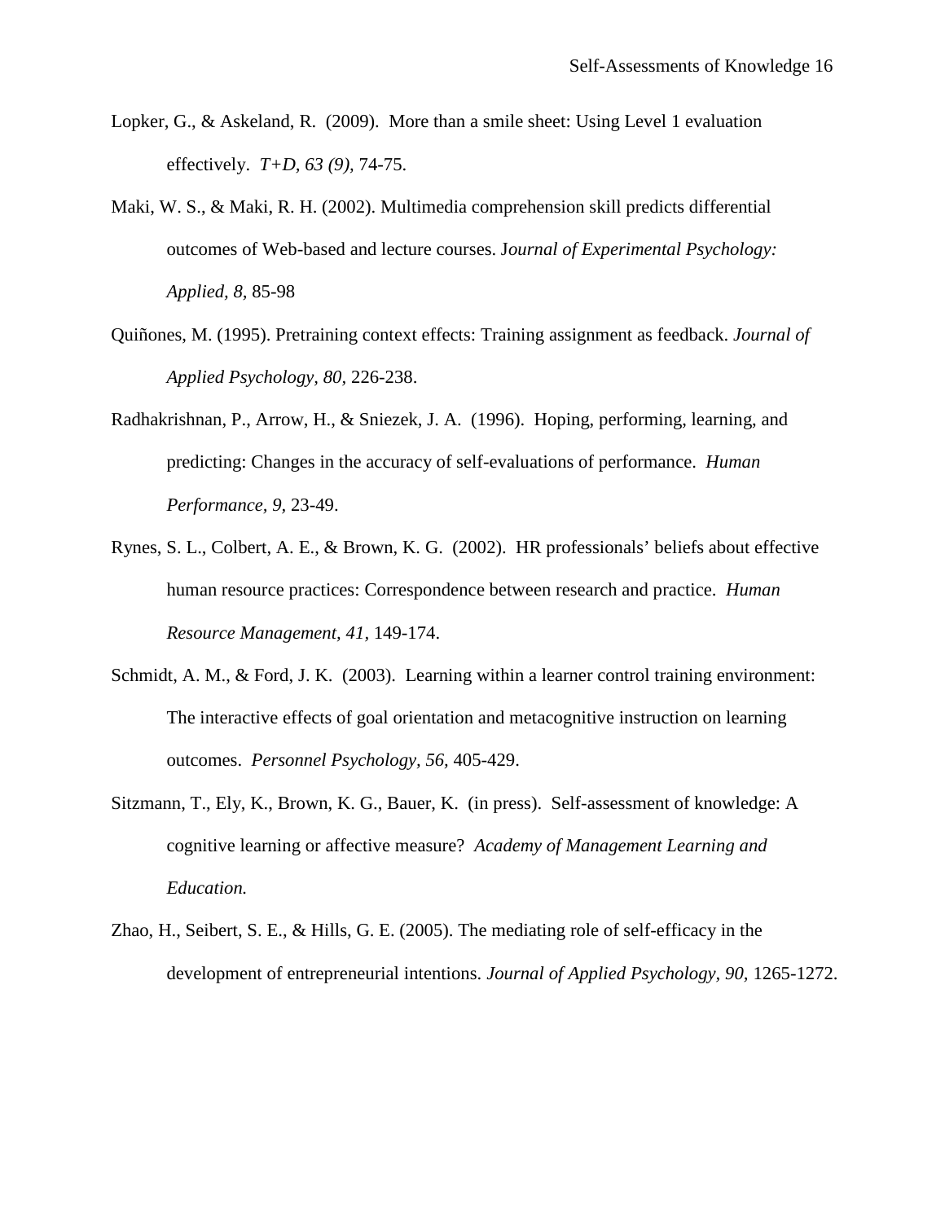Lopker, G., & Askeland, R. (2009). More than a smile sheet: Using Level 1 evaluation effectively. *T+D, 63 (9),* 74-75.

Maki, W. S., & Maki, R. H. (2002). Multimedia comprehension skill predicts differential outcomes of Web-based and lecture courses. J*ournal of Experimental Psychology: Applied, 8,* 85-98

Quiñones, M. (1995). Pretraining context effects: Training assignment as feedback. *Journal of Applied Psychology, 80*, 226-238.

Radhakrishnan, P., Arrow, H., & Sniezek, J. A. (1996). Hoping, performing, learning, and predicting: Changes in the accuracy of self-evaluations of performance. *Human Performance, 9,* 23-49.

Rynes, S. L., Colbert, A. E., & Brown, K. G. (2002). HR professionals' beliefs about effective human resource practices: Correspondence between research and practice. *Human Resource Management, 41*, 149-174.

Schmidt, A. M., & Ford, J. K. (2003). Learning within a learner control training environment: The interactive effects of goal orientation and metacognitive instruction on learning outcomes. *Personnel Psychology, 56,* 405-429.

Sitzmann, T., Ely, K., Brown, K. G., Bauer, K. (in press). Self-assessment of knowledge: A cognitive learning or affective measure? *Academy of Management Learning and Education.*

Zhao, H., Seibert, S. E., & Hills, G. E. (2005). The mediating role of self-efficacy in the development of entrepreneurial intentions. *Journal of Applied Psychology, 90,* 1265-1272.